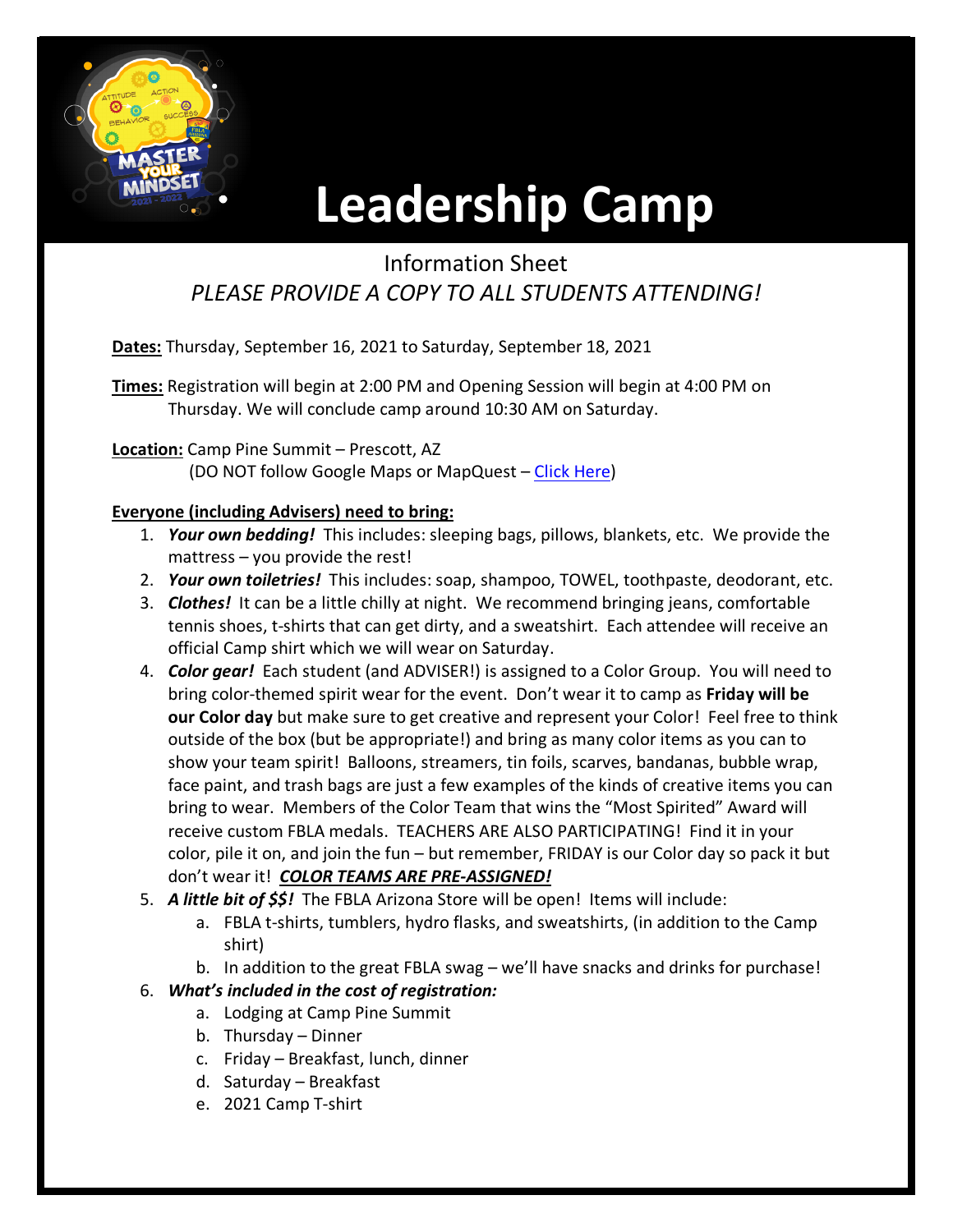# Leadership Camp

Information Sheet

*PLEASE PROVIDE A COPY TO ALL STUDENTS ATTENDING!*

**Dates:** Thursday, September 16, 2021 to Saturday, September 18, 2021

**Times:** Registration will begin at 2:00 PM and Opening Session will begin at 4:00 PM on Thursday. We will conclude camp around 10:30 AM on Saturday.

**Location:** Camp Pine Summit – Prescott, AZ
(DO NOT follow Google Maps or MapQuest – Click Here)

**Everyone (including Advisers) need to bring:**

1. ***Your own bedding!*** This includes: sleeping bags, pillows, blankets, etc. We provide the mattress – you provide the rest!
2. ***Your own toiletries!*** This includes: soap, shampoo, TOWEL, toothpaste, deodorant, etc.
3. ***Clothes!*** It can be a little chilly at night. We recommend bringing jeans, comfortable tennis shoes, t-shirts that can get dirty, and a sweatshirt. Each attendee will receive an official Camp shirt which we will wear on Saturday.
4. ***Color gear!*** Each student (and ADVISER!) is assigned to a Color Group. You will need to bring color-themed spirit wear for the event. Don't wear it to camp as **Friday will be our Color day** but make sure to get creative and represent your Color! Feel free to think outside of the box (but be appropriate!) and bring as many color items as you can to show your team spirit! Balloons, streamers, tin foils, scarves, bandanas, bubble wrap, face paint, and trash bags are just a few examples of the kinds of creative items you can bring to wear. Members of the Color Team that wins the "Most Spirited" Award will receive custom FBLA medals. TEACHERS ARE ALSO PARTICIPATING! Find it in your color, pile it on, and join the fun – but remember, FRIDAY is our Color day so pack it but don't wear it! ***COLOR TEAMS ARE PRE-ASSIGNED!***
5. ***A little bit of $$!*** The FBLA Arizona Store will be open! Items will include:
   a. FBLA t-shirts, tumblers, hydro flasks, and sweatshirts, (in addition to the Camp shirt)
   b. In addition to the great FBLA swag – we'll have snacks and drinks for purchase!
6. ***What's included in the cost of registration:***
   a. Lodging at Camp Pine Summit
   b. Thursday – Dinner
   c. Friday – Breakfast, lunch, dinner
   d. Saturday – Breakfast
   e. 2021 Camp T-shirt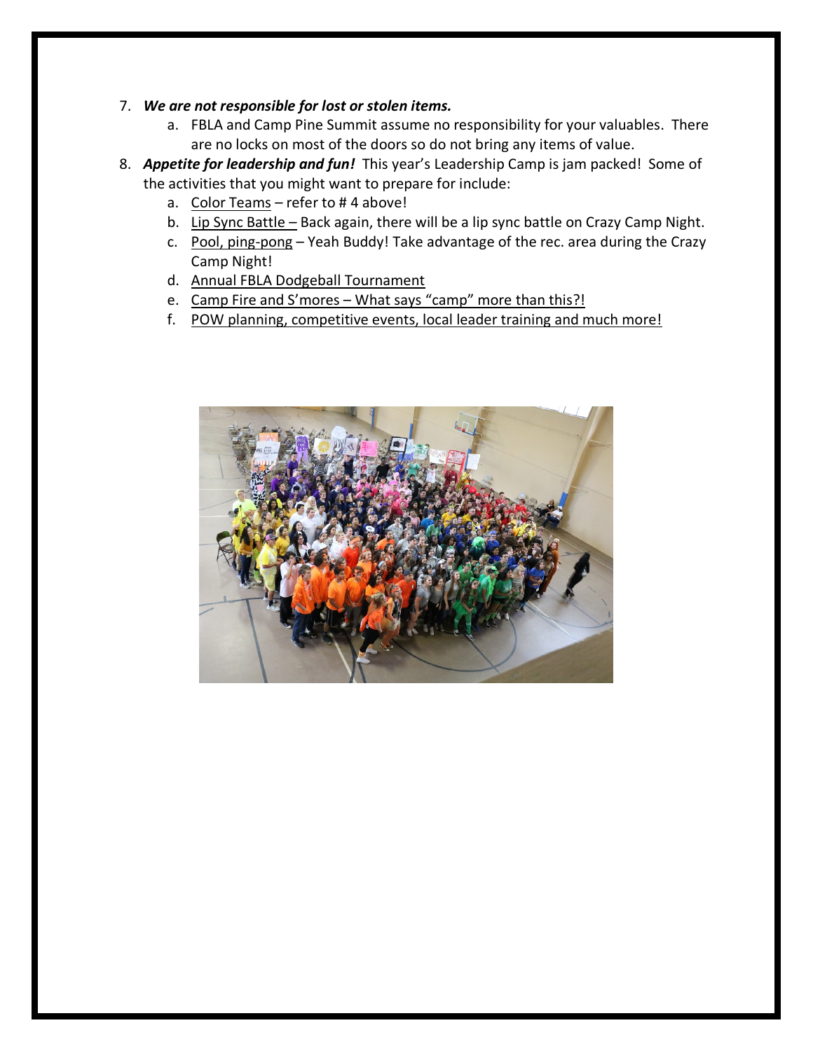7. ***We are not responsible for lost or stolen items.***
    a. FBLA and Camp Pine Summit assume no responsibility for your valuables. There are no locks on most of the doors so do not bring any items of value.
8. ***Appetite for leadership and fun!*** This year's Leadership Camp is jam packed! Some of the activities that you might want to prepare for include:
    a. <u>Color Teams</u> – refer to # 4 above!
    b. <u>Lip Sync Battle –</u> Back again, there will be a lip sync battle on Crazy Camp Night.
    c. <u>Pool, ping-pong</u> – Yeah Buddy! Take advantage of the rec. area during the Crazy Camp Night!
    d. <u>Annual FBLA Dodgeball Tournament</u>
    e. <u>Camp Fire and S'mores – What says "camp" more than this?!</u>
    f. <u>POW planning, competitive events, local leader training and much more!</u>